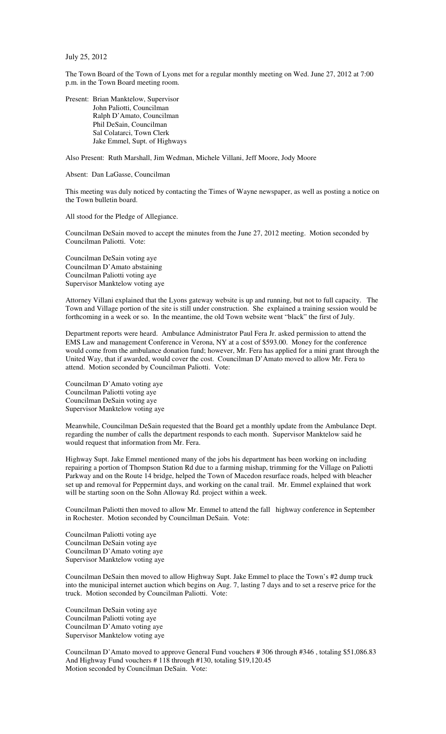July 25, 2012

The Town Board of the Town of Lyons met for a regular monthly meeting on Wed. June 27, 2012 at 7:00 p.m. in the Town Board meeting room.

Present: Brian Manktelow, Supervisor
John Paliotti, Councilman
Ralph D'Amato, Councilman
Phil DeSain, Councilman
Sal Colatarci, Town Clerk
Jake Emmel, Supt. of Highways

Also Present: Ruth Marshall, Jim Wedman, Michele Villani, Jeff Moore, Jody Moore

Absent: Dan LaGasse, Councilman

This meeting was duly noticed by contacting the Times of Wayne newspaper, as well as posting a notice on the Town bulletin board.

All stood for the Pledge of Allegiance.

Councilman DeSain moved to accept the minutes from the June 27, 2012 meeting. Motion seconded by Councilman Paliotti. Vote:

Councilman DeSain voting aye
Councilman D'Amato abstaining
Councilman Paliotti voting aye
Supervisor Manktelow voting aye

Attorney Villani explained that the Lyons gateway website is up and running, but not to full capacity. The Town and Village portion of the site is still under construction. She explained a training session would be forthcoming in a week or so. In the meantime, the old Town website went "black" the first of July.

Department reports were heard. Ambulance Administrator Paul Fera Jr. asked permission to attend the EMS Law and management Conference in Verona, NY at a cost of $593.00. Money for the conference would come from the ambulance donation fund; however, Mr. Fera has applied for a mini grant through the United Way, that if awarded, would cover the cost. Councilman D'Amato moved to allow Mr. Fera to attend. Motion seconded by Councilman Paliotti. Vote:

Councilman D'Amato voting aye
Councilman Paliotti voting aye
Councilman DeSain voting aye
Supervisor Manktelow voting aye

Meanwhile, Councilman DeSain requested that the Board get a monthly update from the Ambulance Dept. regarding the number of calls the department responds to each month. Supervisor Manktelow said he would request that information from Mr. Fera.

Highway Supt. Jake Emmel mentioned many of the jobs his department has been working on including repairing a portion of Thompson Station Rd due to a farming mishap, trimming for the Village on Paliotti Parkway and on the Route 14 bridge, helped the Town of Macedon resurface roads, helped with bleacher set up and removal for Peppermint days, and working on the canal trail. Mr. Emmel explained that work will be starting soon on the Sohn Alloway Rd. project within a week.

Councilman Paliotti then moved to allow Mr. Emmel to attend the fall highway conference in September in Rochester. Motion seconded by Councilman DeSain. Vote:

Councilman Paliotti voting aye
Councilman DeSain voting aye
Councilman D'Amato voting aye
Supervisor Manktelow voting aye

Councilman DeSain then moved to allow Highway Supt. Jake Emmel to place the Town's #2 dump truck into the municipal internet auction which begins on Aug. 7, lasting 7 days and to set a reserve price for the truck. Motion seconded by Councilman Paliotti. Vote:

Councilman DeSain voting aye
Councilman Paliotti voting aye
Councilman D'Amato voting aye
Supervisor Manktelow voting aye

Councilman D'Amato moved to approve General Fund vouchers # 306 through #346 , totaling $51,086.83
And Highway Fund vouchers # 118 through #130, totaling $19,120.45
Motion seconded by Councilman DeSain. Vote: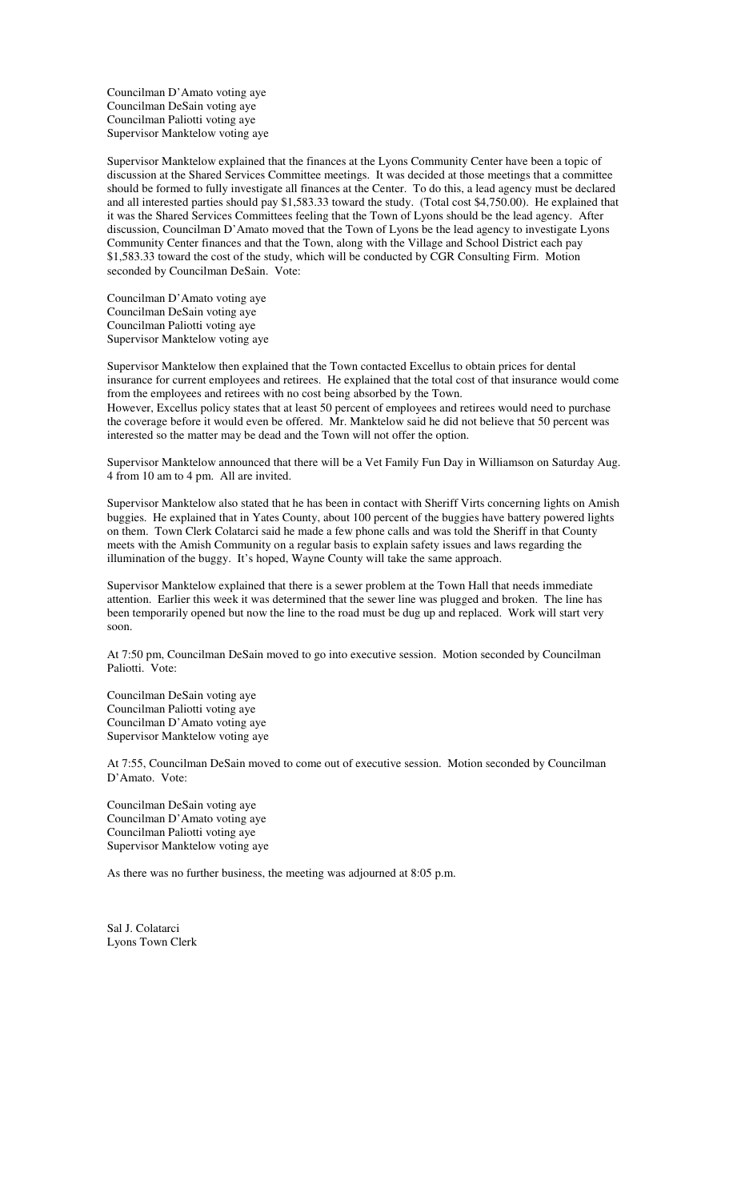Councilman D'Amato voting aye
Councilman DeSain voting aye
Councilman Paliotti voting aye
Supervisor Manktelow voting aye

Supervisor Manktelow explained that the finances at the Lyons Community Center have been a topic of discussion at the Shared Services Committee meetings. It was decided at those meetings that a committee should be formed to fully investigate all finances at the Center. To do this, a lead agency must be declared and all interested parties should pay $1,583.33 toward the study. (Total cost $4,750.00). He explained that it was the Shared Services Committees feeling that the Town of Lyons should be the lead agency. After discussion, Councilman D'Amato moved that the Town of Lyons be the lead agency to investigate Lyons Community Center finances and that the Town, along with the Village and School District each pay $1,583.33 toward the cost of the study, which will be conducted by CGR Consulting Firm. Motion seconded by Councilman DeSain. Vote:

Councilman D'Amato voting aye
Councilman DeSain voting aye
Councilman Paliotti voting aye
Supervisor Manktelow voting aye

Supervisor Manktelow then explained that the Town contacted Excellus to obtain prices for dental insurance for current employees and retirees. He explained that the total cost of that insurance would come from the employees and retirees with no cost being absorbed by the Town.
However, Excellus policy states that at least 50 percent of employees and retirees would need to purchase the coverage before it would even be offered. Mr. Manktelow said he did not believe that 50 percent was interested so the matter may be dead and the Town will not offer the option.

Supervisor Manktelow announced that there will be a Vet Family Fun Day in Williamson on Saturday Aug. 4 from 10 am to 4 pm. All are invited.

Supervisor Manktelow also stated that he has been in contact with Sheriff Virts concerning lights on Amish buggies. He explained that in Yates County, about 100 percent of the buggies have battery powered lights on them. Town Clerk Colatarci said he made a few phone calls and was told the Sheriff in that County meets with the Amish Community on a regular basis to explain safety issues and laws regarding the illumination of the buggy. It's hoped, Wayne County will take the same approach.

Supervisor Manktelow explained that there is a sewer problem at the Town Hall that needs immediate attention. Earlier this week it was determined that the sewer line was plugged and broken. The line has been temporarily opened but now the line to the road must be dug up and replaced. Work will start very soon.

At 7:50 pm, Councilman DeSain moved to go into executive session. Motion seconded by Councilman Paliotti. Vote:

Councilman DeSain voting aye
Councilman Paliotti voting aye
Councilman D'Amato voting aye
Supervisor Manktelow voting aye

At 7:55, Councilman DeSain moved to come out of executive session. Motion seconded by Councilman D'Amato. Vote:

Councilman DeSain voting aye
Councilman D'Amato voting aye
Councilman Paliotti voting aye
Supervisor Manktelow voting aye

As there was no further business, the meeting was adjourned at 8:05 p.m.

Sal J. Colatarci
Lyons Town Clerk